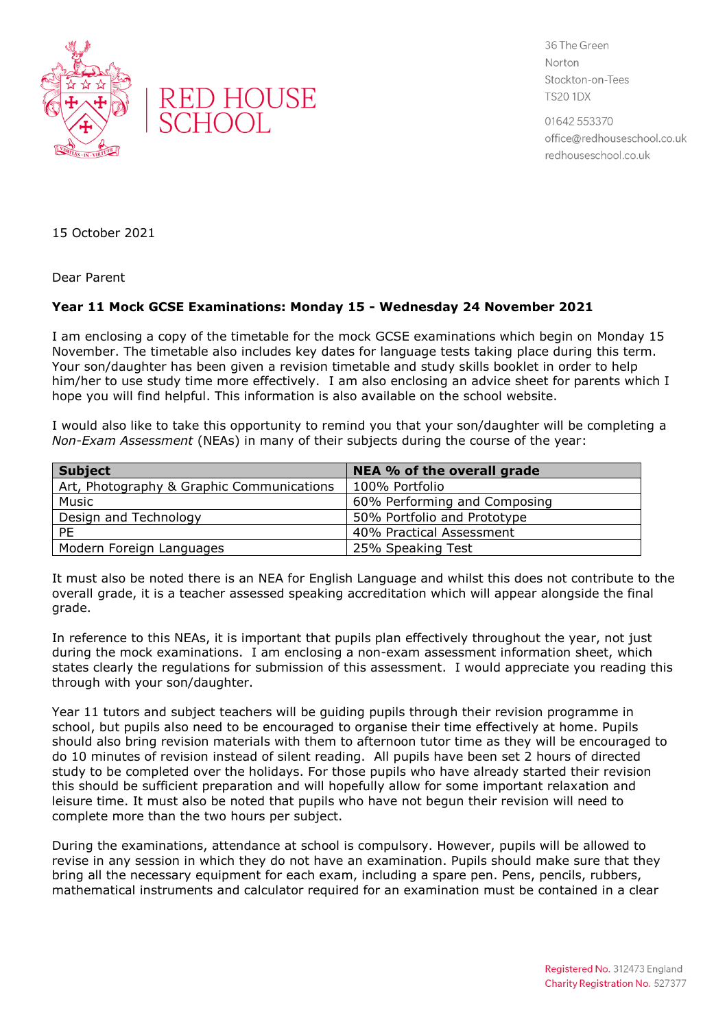RED HOUSE SCHOOL

36 The Green
Norton
Stockton-on-Tees
TS20 1DX

01642 553370
office@redhouseschool.co.uk
redhouseschool.co.uk

15 October 2021

Dear Parent

**Year 11 Mock GCSE Examinations: Monday 15 - Wednesday 24 November 2021**

I am enclosing a copy of the timetable for the mock GCSE examinations which begin on Monday 15 November. The timetable also includes key dates for language tests taking place during this term. Your son/daughter has been given a revision timetable and study skills booklet in order to help him/her to use study time more effectively. I am also enclosing an advice sheet for parents which I hope you will find helpful. This information is also available on the school website.

I would also like to take this opportunity to remind you that your son/daughter will be completing a *Non-Exam Assessment* (NEAs) in many of their subjects during the course of the year:

| Subject | NEA % of the overall grade |
| --- | --- |
| Art, Photography & Graphic Communications | 100% Portfolio |
| Music | 60% Performing and Composing |
| Design and Technology | 50% Portfolio and Prototype |
| PE | 40% Practical Assessment |
| Modern Foreign Languages | 25% Speaking Test |

It must also be noted there is an NEA for English Language and whilst this does not contribute to the overall grade, it is a teacher assessed speaking accreditation which will appear alongside the final grade.

In reference to this NEAs, it is important that pupils plan effectively throughout the year, not just during the mock examinations. I am enclosing a non-exam assessment information sheet, which states clearly the regulations for submission of this assessment. I would appreciate you reading this through with your son/daughter.

Year 11 tutors and subject teachers will be guiding pupils through their revision programme in school, but pupils also need to be encouraged to organise their time effectively at home. Pupils should also bring revision materials with them to afternoon tutor time as they will be encouraged to do 10 minutes of revision instead of silent reading. All pupils have been set 2 hours of directed study to be completed over the holidays. For those pupils who have already started their revision this should be sufficient preparation and will hopefully allow for some important relaxation and leisure time. It must also be noted that pupils who have not begun their revision will need to complete more than the two hours per subject.

During the examinations, attendance at school is compulsory. However, pupils will be allowed to revise in any session in which they do not have an examination. Pupils should make sure that they bring all the necessary equipment for each exam, including a spare pen. Pens, pencils, rubbers, mathematical instruments and calculator required for an examination must be contained in a clear

Registered No. 312473 England
Charity Registration No. 527377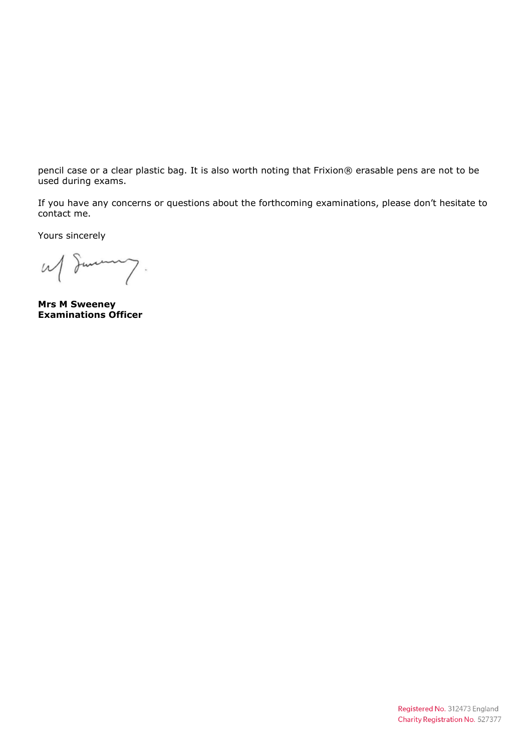pencil case or a clear plastic bag. It is also worth noting that Frixion® erasable pens are not to be used during exams.

If you have any concerns or questions about the forthcoming examinations, please don't hesitate to contact me.

Yours sincerely

**Mrs M Sweeney**
**Examinations Officer**

Registered No. 312473 England
Charity Registration No. 527377